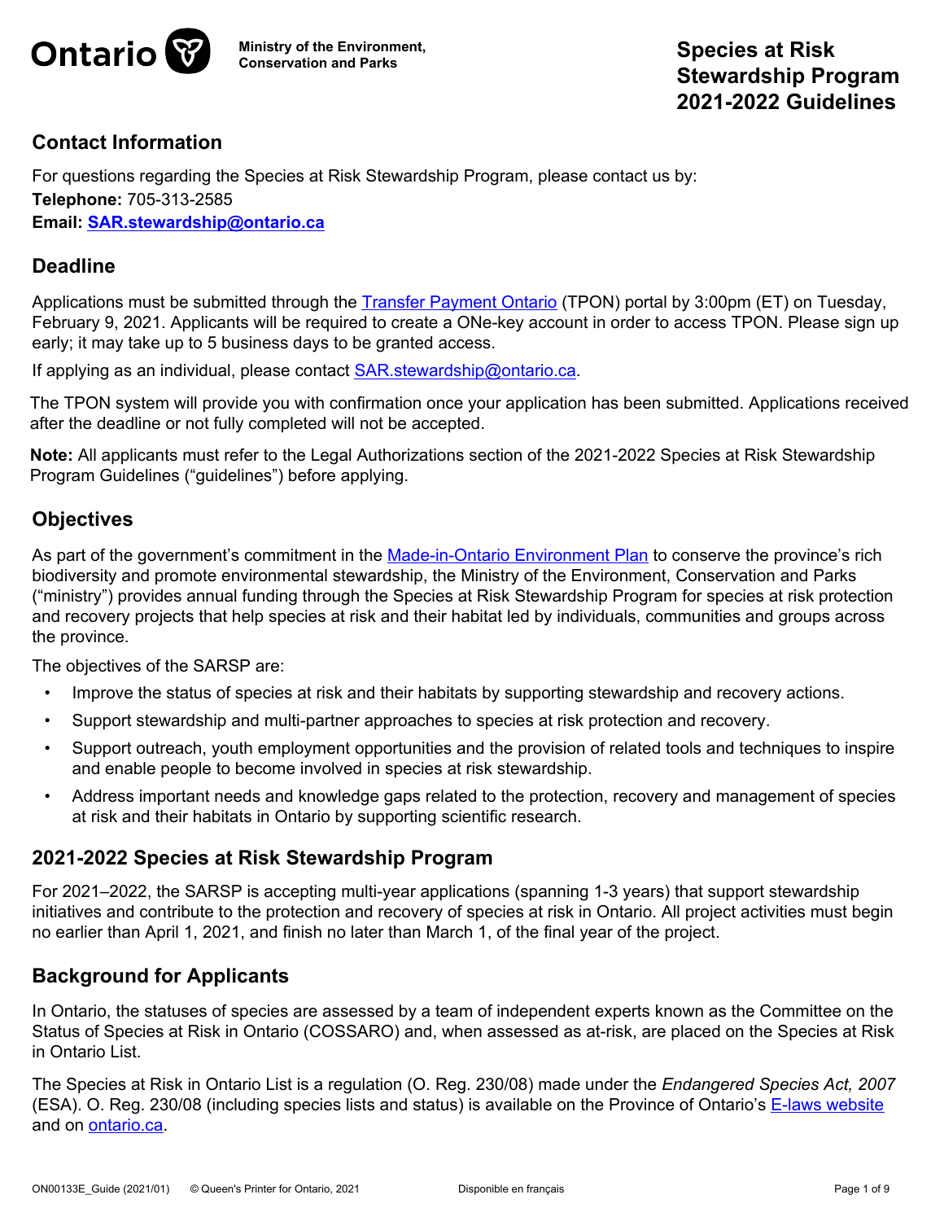Ontario | Ministry of the Environment, Conservation and Parks

# Species at Risk Stewardship Program 2021-2022 Guidelines

## Contact Information

For questions regarding the Species at Risk Stewardship Program, please contact us by:
**Telephone:** 705-313-2585
**Email:** **SAR.stewardship@ontario.ca**

## Deadline

Applications must be submitted through the Transfer Payment Ontario (TPON) portal by 3:00pm (ET) on Tuesday, February 9, 2021. Applicants will be required to create a ONe-key account in order to access TPON. Please sign up early; it may take up to 5 business days to be granted access.

If applying as an individual, please contact SAR.stewardship@ontario.ca.

The TPON system will provide you with confirmation once your application has been submitted. Applications received after the deadline or not fully completed will not be accepted.

**Note:** All applicants must refer to the Legal Authorizations section of the 2021-2022 Species at Risk Stewardship Program Guidelines ("guidelines") before applying.

## Objectives

As part of the government's commitment in the Made-in-Ontario Environment Plan to conserve the province's rich biodiversity and promote environmental stewardship, the Ministry of the Environment, Conservation and Parks ("ministry") provides annual funding through the Species at Risk Stewardship Program for species at risk protection and recovery projects that help species at risk and their habitat led by individuals, communities and groups across the province.

The objectives of the SARSP are:

- Improve the status of species at risk and their habitats by supporting stewardship and recovery actions.
- Support stewardship and multi-partner approaches to species at risk protection and recovery.
- Support outreach, youth employment opportunities and the provision of related tools and techniques to inspire and enable people to become involved in species at risk stewardship.
- Address important needs and knowledge gaps related to the protection, recovery and management of species at risk and their habitats in Ontario by supporting scientific research.

## 2021-2022 Species at Risk Stewardship Program

For 2021–2022, the SARSP is accepting multi-year applications (spanning 1-3 years) that support stewardship initiatives and contribute to the protection and recovery of species at risk in Ontario. All project activities must begin no earlier than April 1, 2021, and finish no later than March 1, of the final year of the project.

## Background for Applicants

In Ontario, the statuses of species are assessed by a team of independent experts known as the Committee on the Status of Species at Risk in Ontario (COSSARO) and, when assessed as at-risk, are placed on the Species at Risk in Ontario List.

The Species at Risk in Ontario List is a regulation (O. Reg. 230/08) made under the *Endangered Species Act, 2007* (ESA). O. Reg. 230/08 (including species lists and status) is available on the Province of Ontario's E-laws website and on ontario.ca.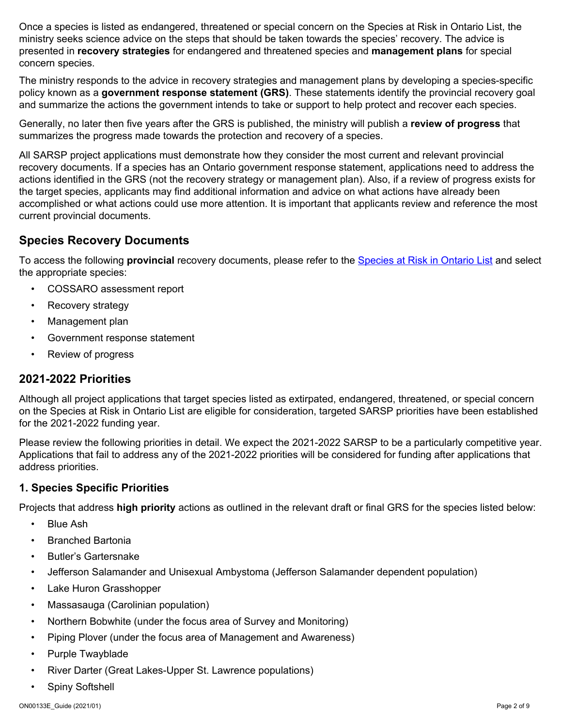Once a species is listed as endangered, threatened or special concern on the Species at Risk in Ontario List, the ministry seeks science advice on the steps that should be taken towards the species' recovery. The advice is presented in **recovery strategies** for endangered and threatened species and **management plans** for special concern species.

The ministry responds to the advice in recovery strategies and management plans by developing a species-specific policy known as a **government response statement (GRS)**. These statements identify the provincial recovery goal and summarize the actions the government intends to take or support to help protect and recover each species.

Generally, no later then five years after the GRS is published, the ministry will publish a **review of progress** that summarizes the progress made towards the protection and recovery of a species.

All SARSP project applications must demonstrate how they consider the most current and relevant provincial recovery documents. If a species has an Ontario government response statement, applications need to address the actions identified in the GRS (not the recovery strategy or management plan). Also, if a review of progress exists for the target species, applicants may find additional information and advice on what actions have already been accomplished or what actions could use more attention. It is important that applicants review and reference the most current provincial documents.

## Species Recovery Documents

To access the following **provincial** recovery documents, please refer to the Species at Risk in Ontario List and select the appropriate species:

- COSSARO assessment report
- Recovery strategy
- Management plan
- Government response statement
- Review of progress

## 2021-2022 Priorities

Although all project applications that target species listed as extirpated, endangered, threatened, or special concern on the Species at Risk in Ontario List are eligible for consideration, targeted SARSP priorities have been established for the 2021-2022 funding year.

Please review the following priorities in detail. We expect the 2021-2022 SARSP to be a particularly competitive year. Applications that fail to address any of the 2021-2022 priorities will be considered for funding after applications that address priorities.

### 1. Species Specific Priorities

Projects that address **high priority** actions as outlined in the relevant draft or final GRS for the species listed below:

- Blue Ash
- Branched Bartonia
- Butler's Gartersnake
- Jefferson Salamander and Unisexual Ambystoma (Jefferson Salamander dependent population)
- Lake Huron Grasshopper
- Massasauga (Carolinian population)
- Northern Bobwhite (under the focus area of Survey and Monitoring)
- Piping Plover (under the focus area of Management and Awareness)
- Purple Twayblade
- River Darter (Great Lakes-Upper St. Lawrence populations)
- Spiny Softshell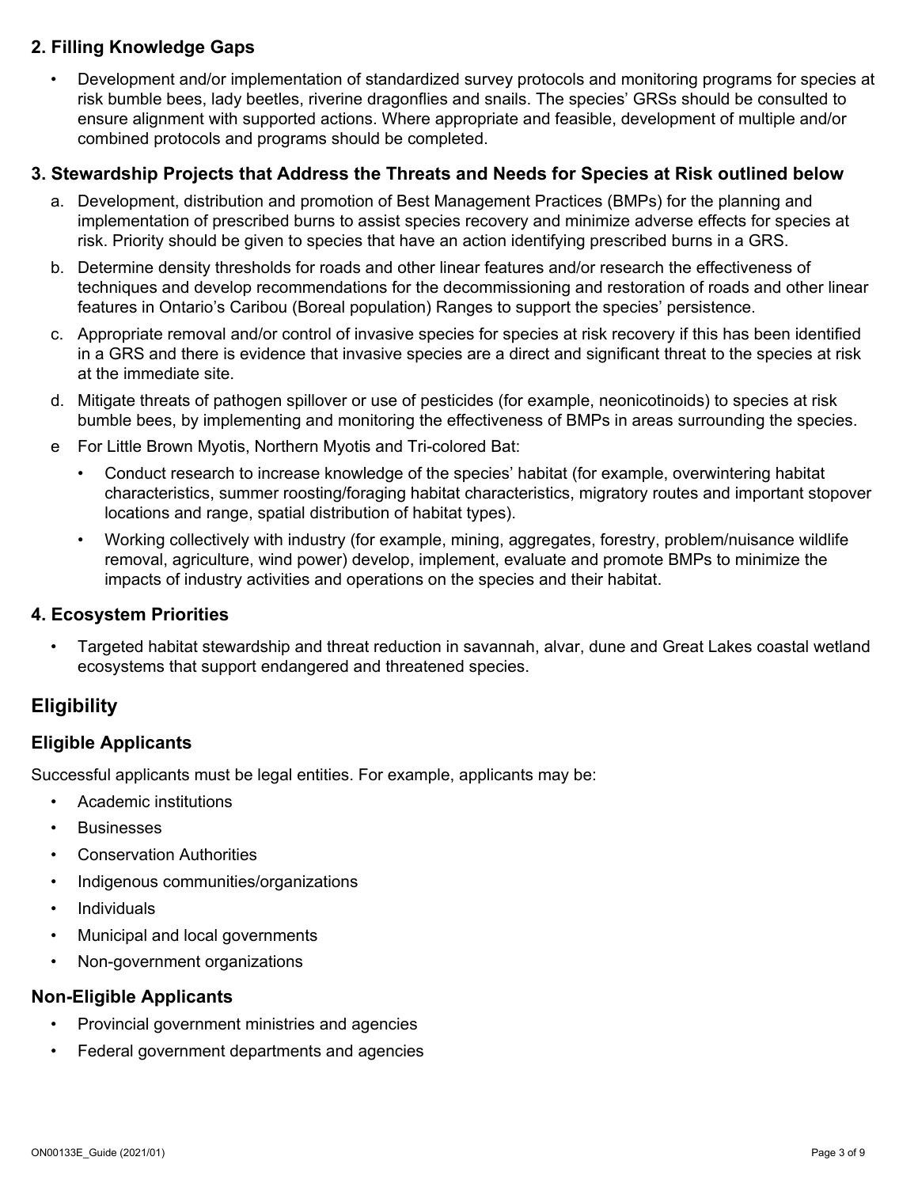### 2. Filling Knowledge Gaps

- Development and/or implementation of standardized survey protocols and monitoring programs for species at risk bumble bees, lady beetles, riverine dragonflies and snails. The species' GRSs should be consulted to ensure alignment with supported actions. Where appropriate and feasible, development of multiple and/or combined protocols and programs should be completed.

### 3. Stewardship Projects that Address the Threats and Needs for Species at Risk outlined below

a. Development, distribution and promotion of Best Management Practices (BMPs) for the planning and implementation of prescribed burns to assist species recovery and minimize adverse effects for species at risk. Priority should be given to species that have an action identifying prescribed burns in a GRS.

b. Determine density thresholds for roads and other linear features and/or research the effectiveness of techniques and develop recommendations for the decommissioning and restoration of roads and other linear features in Ontario's Caribou (Boreal population) Ranges to support the species' persistence.

c. Appropriate removal and/or control of invasive species for species at risk recovery if this has been identified in a GRS and there is evidence that invasive species are a direct and significant threat to the species at risk at the immediate site.

d. Mitigate threats of pathogen spillover or use of pesticides (for example, neonicotinoids) to species at risk bumble bees, by implementing and monitoring the effectiveness of BMPs in areas surrounding the species.

e For Little Brown Myotis, Northern Myotis and Tri-colored Bat:

   - Conduct research to increase knowledge of the species' habitat (for example, overwintering habitat characteristics, summer roosting/foraging habitat characteristics, migratory routes and important stopover locations and range, spatial distribution of habitat types).
   - Working collectively with industry (for example, mining, aggregates, forestry, problem/nuisance wildlife removal, agriculture, wind power) develop, implement, evaluate and promote BMPs to minimize the impacts of industry activities and operations on the species and their habitat.

### 4. Ecosystem Priorities

- Targeted habitat stewardship and threat reduction in savannah, alvar, dune and Great Lakes coastal wetland ecosystems that support endangered and threatened species.

## Eligibility

### Eligible Applicants

Successful applicants must be legal entities. For example, applicants may be:

- Academic institutions
- Businesses
- Conservation Authorities
- Indigenous communities/organizations
- Individuals
- Municipal and local governments
- Non-government organizations

### Non-Eligible Applicants

- Provincial government ministries and agencies
- Federal government departments and agencies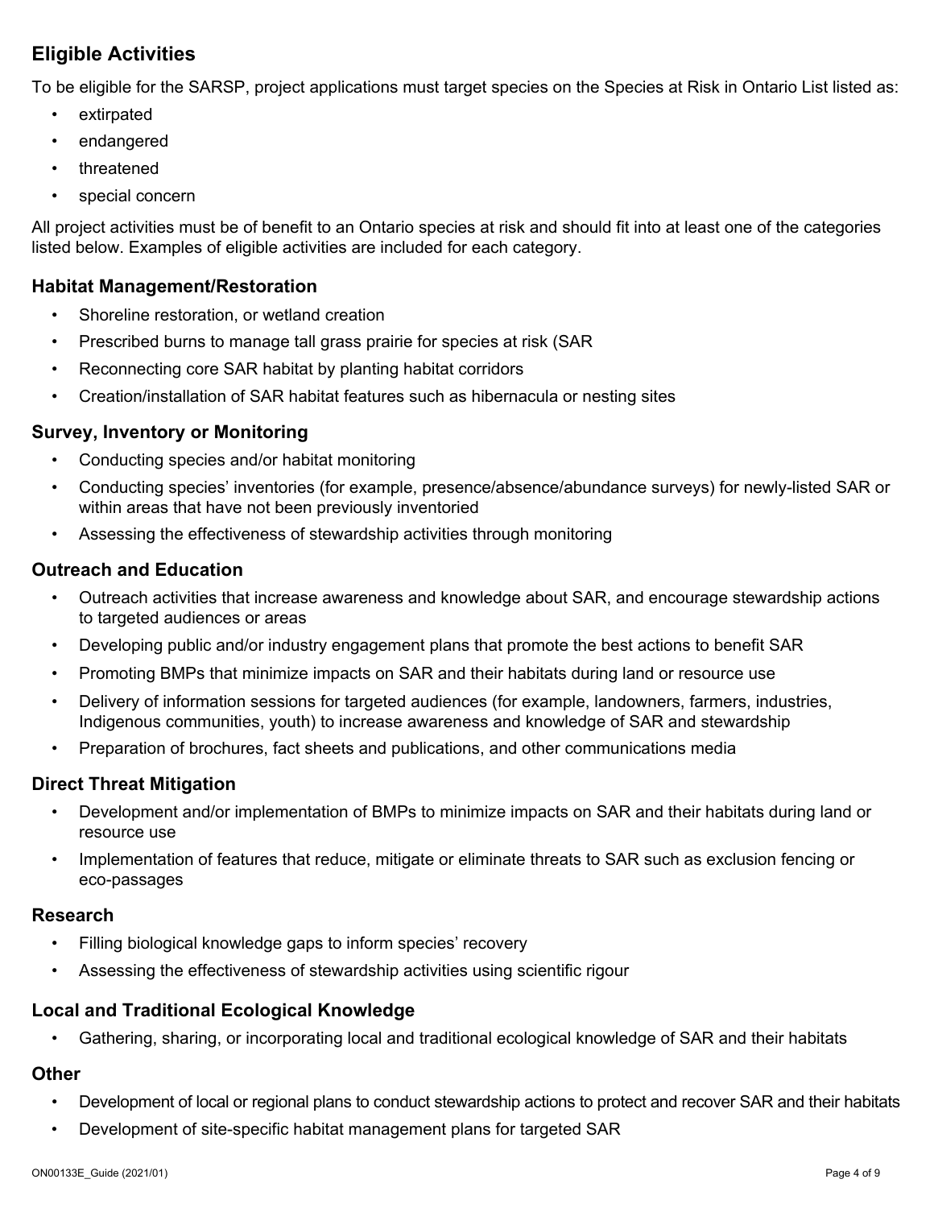## Eligible Activities

To be eligible for the SARSP, project applications must target species on the Species at Risk in Ontario List listed as:

- extirpated
- endangered
- threatened
- special concern

All project activities must be of benefit to an Ontario species at risk and should fit into at least one of the categories listed below. Examples of eligible activities are included for each category.

### Habitat Management/Restoration

- Shoreline restoration, or wetland creation
- Prescribed burns to manage tall grass prairie for species at risk (SAR
- Reconnecting core SAR habitat by planting habitat corridors
- Creation/installation of SAR habitat features such as hibernacula or nesting sites

### Survey, Inventory or Monitoring

- Conducting species and/or habitat monitoring
- Conducting species' inventories (for example, presence/absence/abundance surveys) for newly-listed SAR or within areas that have not been previously inventoried
- Assessing the effectiveness of stewardship activities through monitoring

### Outreach and Education

- Outreach activities that increase awareness and knowledge about SAR, and encourage stewardship actions to targeted audiences or areas
- Developing public and/or industry engagement plans that promote the best actions to benefit SAR
- Promoting BMPs that minimize impacts on SAR and their habitats during land or resource use
- Delivery of information sessions for targeted audiences (for example, landowners, farmers, industries, Indigenous communities, youth) to increase awareness and knowledge of SAR and stewardship
- Preparation of brochures, fact sheets and publications, and other communications media

### Direct Threat Mitigation

- Development and/or implementation of BMPs to minimize impacts on SAR and their habitats during land or resource use
- Implementation of features that reduce, mitigate or eliminate threats to SAR such as exclusion fencing or eco-passages

### Research

- Filling biological knowledge gaps to inform species' recovery
- Assessing the effectiveness of stewardship activities using scientific rigour

### Local and Traditional Ecological Knowledge

- Gathering, sharing, or incorporating local and traditional ecological knowledge of SAR and their habitats

### Other

- Development of local or regional plans to conduct stewardship actions to protect and recover SAR and their habitats
- Development of site-specific habitat management plans for targeted SAR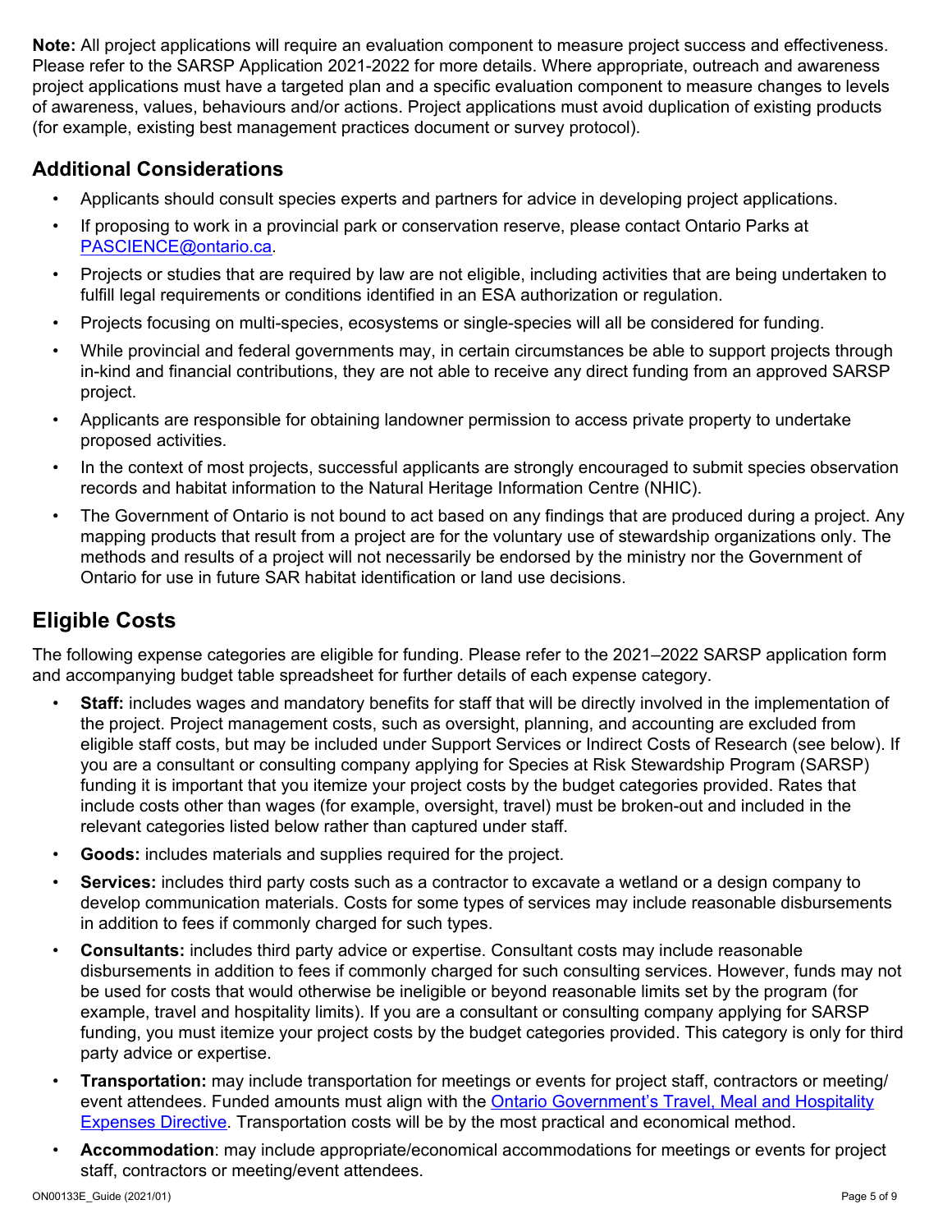**Note:** All project applications will require an evaluation component to measure project success and effectiveness. Please refer to the SARSP Application 2021-2022 for more details. Where appropriate, outreach and awareness project applications must have a targeted plan and a specific evaluation component to measure changes to levels of awareness, values, behaviours and/or actions. Project applications must avoid duplication of existing products (for example, existing best management practices document or survey protocol).

## Additional Considerations

- Applicants should consult species experts and partners for advice in developing project applications.
- If proposing to work in a provincial park or conservation reserve, please contact Ontario Parks at [PASCIENCE@ontario.ca](mailto:PASCIENCE@ontario.ca).
- Projects or studies that are required by law are not eligible, including activities that are being undertaken to fulfill legal requirements or conditions identified in an ESA authorization or regulation.
- Projects focusing on multi-species, ecosystems or single-species will all be considered for funding.
- While provincial and federal governments may, in certain circumstances be able to support projects through in-kind and financial contributions, they are not able to receive any direct funding from an approved SARSP project.
- Applicants are responsible for obtaining landowner permission to access private property to undertake proposed activities.
- In the context of most projects, successful applicants are strongly encouraged to submit species observation records and habitat information to the Natural Heritage Information Centre (NHIC).
- The Government of Ontario is not bound to act based on any findings that are produced during a project. Any mapping products that result from a project are for the voluntary use of stewardship organizations only. The methods and results of a project will not necessarily be endorsed by the ministry nor the Government of Ontario for use in future SAR habitat identification or land use decisions.

## Eligible Costs

The following expense categories are eligible for funding. Please refer to the 2021–2022 SARSP application form and accompanying budget table spreadsheet for further details of each expense category.

- **Staff:** includes wages and mandatory benefits for staff that will be directly involved in the implementation of the project. Project management costs, such as oversight, planning, and accounting are excluded from eligible staff costs, but may be included under Support Services or Indirect Costs of Research (see below). If you are a consultant or consulting company applying for Species at Risk Stewardship Program (SARSP) funding it is important that you itemize your project costs by the budget categories provided. Rates that include costs other than wages (for example, oversight, travel) must be broken-out and included in the relevant categories listed below rather than captured under staff.
- **Goods:** includes materials and supplies required for the project.
- **Services:** includes third party costs such as a contractor to excavate a wetland or a design company to develop communication materials. Costs for some types of services may include reasonable disbursements in addition to fees if commonly charged for such types.
- **Consultants:** includes third party advice or expertise. Consultant costs may include reasonable disbursements in addition to fees if commonly charged for such consulting services. However, funds may not be used for costs that would otherwise be ineligible or beyond reasonable limits set by the program (for example, travel and hospitality limits). If you are a consultant or consulting company applying for SARSP funding, you must itemize your project costs by the budget categories provided. This category is only for third party advice or expertise.
- **Transportation:** may include transportation for meetings or events for project staff, contractors or meeting/event attendees. Funded amounts must align with the Ontario Government's Travel, Meal and Hospitality Expenses Directive. Transportation costs will be by the most practical and economical method.
- **Accommodation**: may include appropriate/economical accommodations for meetings or events for project staff, contractors or meeting/event attendees.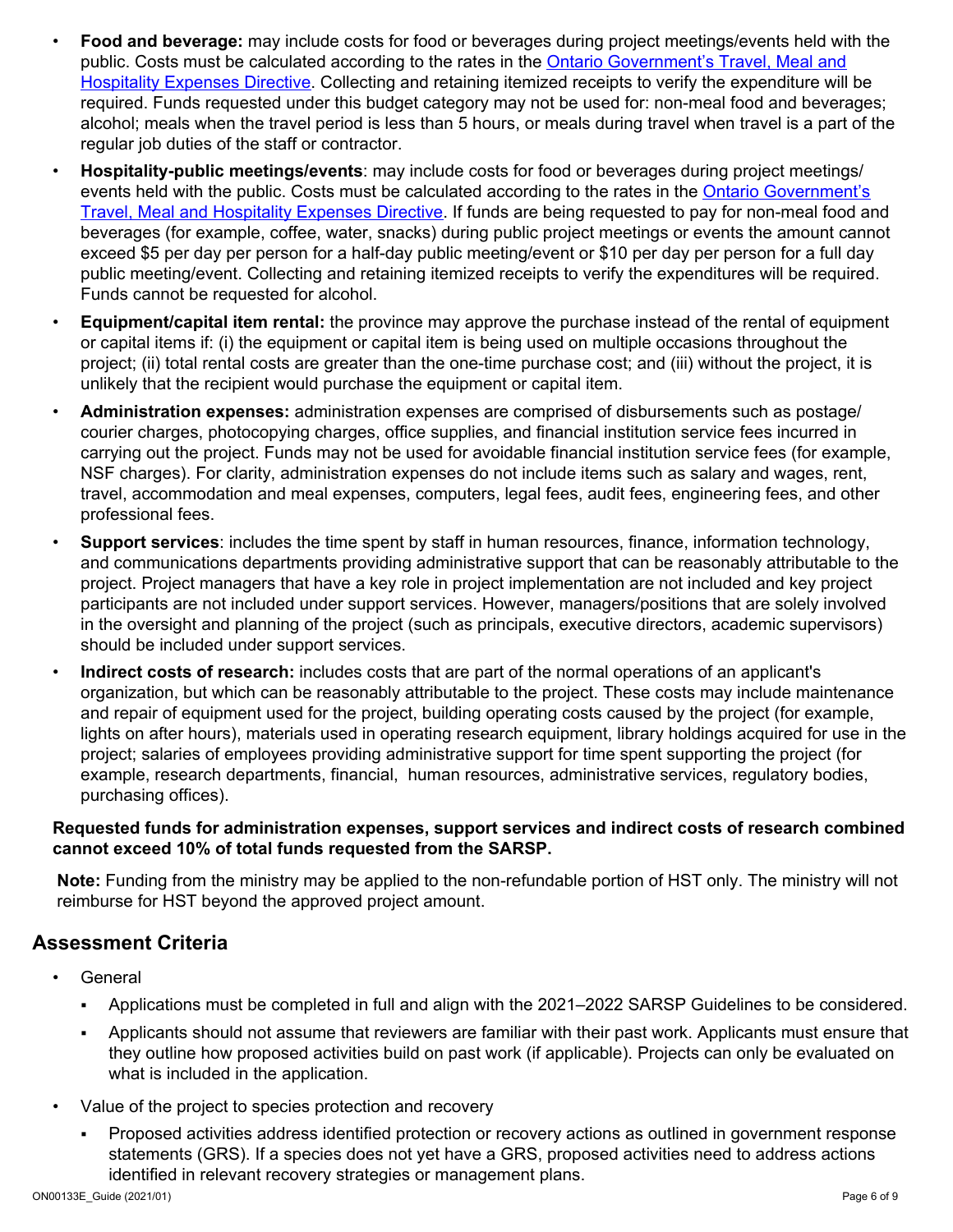- **Food and beverage:** may include costs for food or beverages during project meetings/events held with the public. Costs must be calculated according to the rates in the Ontario Government's Travel, Meal and Hospitality Expenses Directive. Collecting and retaining itemized receipts to verify the expenditure will be required. Funds requested under this budget category may not be used for: non-meal food and beverages; alcohol; meals when the travel period is less than 5 hours, or meals during travel when travel is a part of the regular job duties of the staff or contractor.
- **Hospitality-public meetings/events**: may include costs for food or beverages during project meetings/ events held with the public. Costs must be calculated according to the rates in the Ontario Government's Travel, Meal and Hospitality Expenses Directive. If funds are being requested to pay for non-meal food and beverages (for example, coffee, water, snacks) during public project meetings or events the amount cannot exceed $5 per day per person for a half-day public meeting/event or $10 per day per person for a full day public meeting/event. Collecting and retaining itemized receipts to verify the expenditures will be required. Funds cannot be requested for alcohol.
- **Equipment/capital item rental:** the province may approve the purchase instead of the rental of equipment or capital items if: (i) the equipment or capital item is being used on multiple occasions throughout the project; (ii) total rental costs are greater than the one-time purchase cost; and (iii) without the project, it is unlikely that the recipient would purchase the equipment or capital item.
- **Administration expenses:** administration expenses are comprised of disbursements such as postage/ courier charges, photocopying charges, office supplies, and financial institution service fees incurred in carrying out the project. Funds may not be used for avoidable financial institution service fees (for example, NSF charges). For clarity, administration expenses do not include items such as salary and wages, rent, travel, accommodation and meal expenses, computers, legal fees, audit fees, engineering fees, and other professional fees.
- **Support services**: includes the time spent by staff in human resources, finance, information technology, and communications departments providing administrative support that can be reasonably attributable to the project. Project managers that have a key role in project implementation are not included and key project participants are not included under support services. However, managers/positions that are solely involved in the oversight and planning of the project (such as principals, executive directors, academic supervisors) should be included under support services.
- **Indirect costs of research:** includes costs that are part of the normal operations of an applicant's organization, but which can be reasonably attributable to the project. These costs may include maintenance and repair of equipment used for the project, building operating costs caused by the project (for example, lights on after hours), materials used in operating research equipment, library holdings acquired for use in the project; salaries of employees providing administrative support for time spent supporting the project (for example, research departments, financial, human resources, administrative services, regulatory bodies, purchasing offices).

**Requested funds for administration expenses, support services and indirect costs of research combined cannot exceed 10% of total funds requested from the SARSP.**

**Note:** Funding from the ministry may be applied to the non-refundable portion of HST only. The ministry will not reimburse for HST beyond the approved project amount.

## Assessment Criteria

- General
  - Applications must be completed in full and align with the 2021–2022 SARSP Guidelines to be considered.
  - Applicants should not assume that reviewers are familiar with their past work. Applicants must ensure that they outline how proposed activities build on past work (if applicable). Projects can only be evaluated on what is included in the application.
- Value of the project to species protection and recovery
  - Proposed activities address identified protection or recovery actions as outlined in government response statements (GRS). If a species does not yet have a GRS, proposed activities need to address actions identified in relevant recovery strategies or management plans.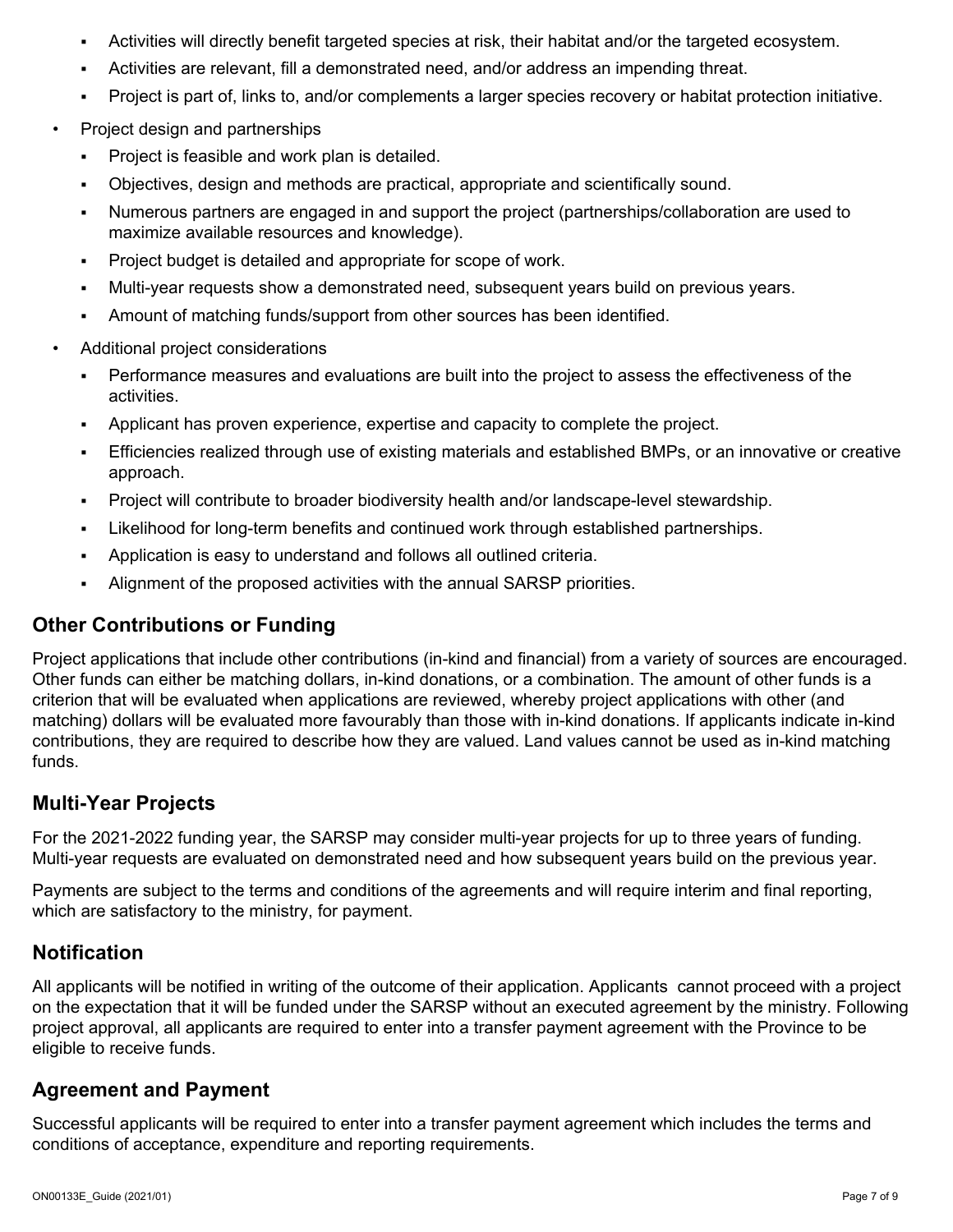- Activities will directly benefit targeted species at risk, their habitat and/or the targeted ecosystem.
    - Activities are relevant, fill a demonstrated need, and/or address an impending threat.
    - Project is part of, links to, and/or complements a larger species recovery or habitat protection initiative.
- Project design and partnerships
    - Project is feasible and work plan is detailed.
    - Objectives, design and methods are practical, appropriate and scientifically sound.
    - Numerous partners are engaged in and support the project (partnerships/collaboration are used to maximize available resources and knowledge).
    - Project budget is detailed and appropriate for scope of work.
    - Multi-year requests show a demonstrated need, subsequent years build on previous years.
    - Amount of matching funds/support from other sources has been identified.
- Additional project considerations
    - Performance measures and evaluations are built into the project to assess the effectiveness of the activities.
    - Applicant has proven experience, expertise and capacity to complete the project.
    - Efficiencies realized through use of existing materials and established BMPs, or an innovative or creative approach.
    - Project will contribute to broader biodiversity health and/or landscape-level stewardship.
    - Likelihood for long-term benefits and continued work through established partnerships.
    - Application is easy to understand and follows all outlined criteria.
    - Alignment of the proposed activities with the annual SARSP priorities.

## Other Contributions or Funding

Project applications that include other contributions (in-kind and financial) from a variety of sources are encouraged. Other funds can either be matching dollars, in-kind donations, or a combination. The amount of other funds is a criterion that will be evaluated when applications are reviewed, whereby project applications with other (and matching) dollars will be evaluated more favourably than those with in-kind donations. If applicants indicate in-kind contributions, they are required to describe how they are valued. Land values cannot be used as in-kind matching funds.

## Multi-Year Projects

For the 2021-2022 funding year, the SARSP may consider multi-year projects for up to three years of funding. Multi-year requests are evaluated on demonstrated need and how subsequent years build on the previous year.

Payments are subject to the terms and conditions of the agreements and will require interim and final reporting, which are satisfactory to the ministry, for payment.

## Notification

All applicants will be notified in writing of the outcome of their application. Applicants cannot proceed with a project on the expectation that it will be funded under the SARSP without an executed agreement by the ministry. Following project approval, all applicants are required to enter into a transfer payment agreement with the Province to be eligible to receive funds.

## Agreement and Payment

Successful applicants will be required to enter into a transfer payment agreement which includes the terms and conditions of acceptance, expenditure and reporting requirements.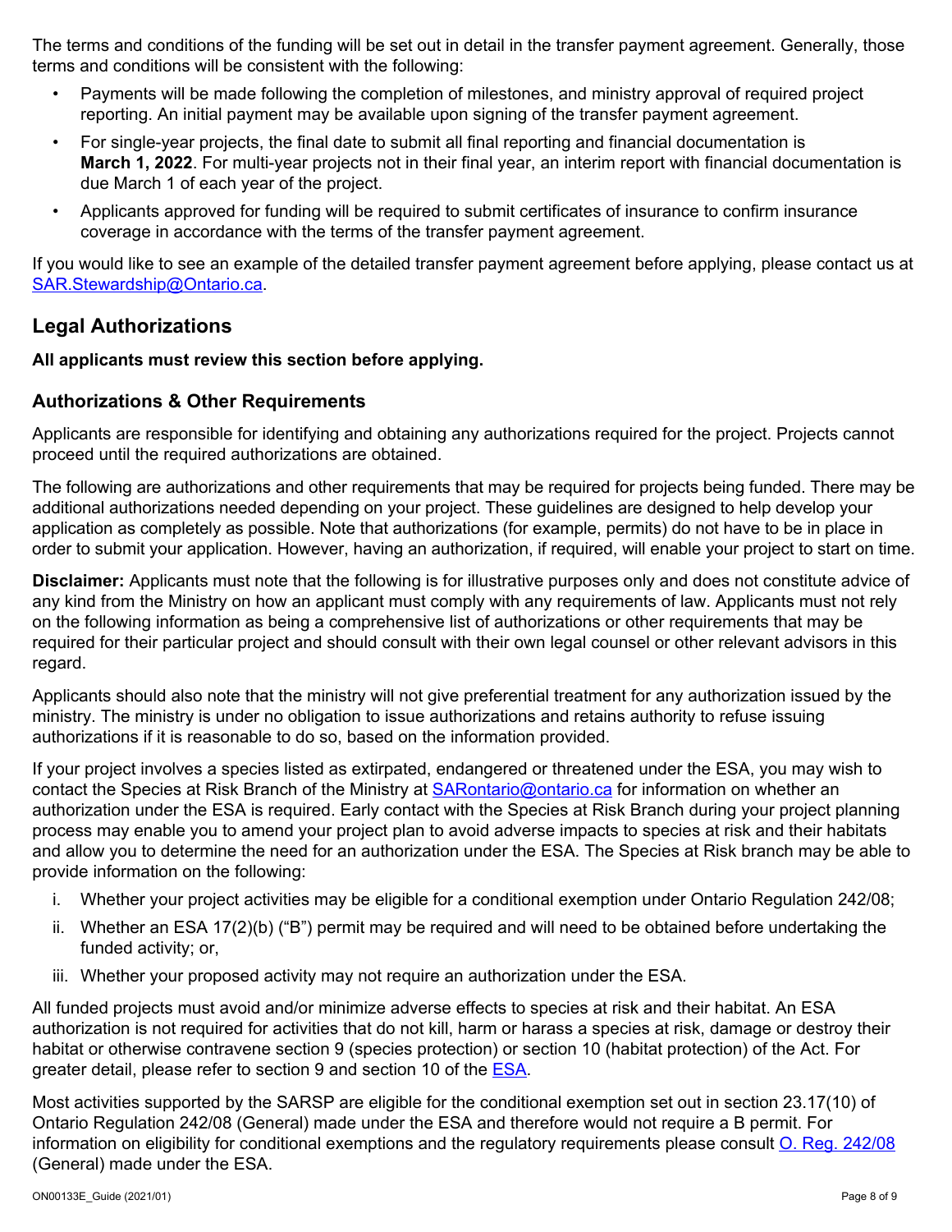The terms and conditions of the funding will be set out in detail in the transfer payment agreement. Generally, those terms and conditions will be consistent with the following:

- Payments will be made following the completion of milestones, and ministry approval of required project reporting. An initial payment may be available upon signing of the transfer payment agreement.
- For single-year projects, the final date to submit all final reporting and financial documentation is **March 1, 2022**. For multi-year projects not in their final year, an interim report with financial documentation is due March 1 of each year of the project.
- Applicants approved for funding will be required to submit certificates of insurance to confirm insurance coverage in accordance with the terms of the transfer payment agreement.

If you would like to see an example of the detailed transfer payment agreement before applying, please contact us at SAR.Stewardship@Ontario.ca.

## Legal Authorizations

**All applicants must review this section before applying.**

### Authorizations & Other Requirements

Applicants are responsible for identifying and obtaining any authorizations required for the project. Projects cannot proceed until the required authorizations are obtained.

The following are authorizations and other requirements that may be required for projects being funded. There may be additional authorizations needed depending on your project. These guidelines are designed to help develop your application as completely as possible. Note that authorizations (for example, permits) do not have to be in place in order to submit your application. However, having an authorization, if required, will enable your project to start on time.

**Disclaimer:** Applicants must note that the following is for illustrative purposes only and does not constitute advice of any kind from the Ministry on how an applicant must comply with any requirements of law. Applicants must not rely on the following information as being a comprehensive list of authorizations or other requirements that may be required for their particular project and should consult with their own legal counsel or other relevant advisors in this regard.

Applicants should also note that the ministry will not give preferential treatment for any authorization issued by the ministry. The ministry is under no obligation to issue authorizations and retains authority to refuse issuing authorizations if it is reasonable to do so, based on the information provided.

If your project involves a species listed as extirpated, endangered or threatened under the ESA, you may wish to contact the Species at Risk Branch of the Ministry at SARontario@ontario.ca for information on whether an authorization under the ESA is required. Early contact with the Species at Risk Branch during your project planning process may enable you to amend your project plan to avoid adverse impacts to species at risk and their habitats and allow you to determine the need for an authorization under the ESA. The Species at Risk branch may be able to provide information on the following:

i. Whether your project activities may be eligible for a conditional exemption under Ontario Regulation 242/08;
ii. Whether an ESA 17(2)(b) ("B") permit may be required and will need to be obtained before undertaking the funded activity; or,
iii. Whether your proposed activity may not require an authorization under the ESA.

All funded projects must avoid and/or minimize adverse effects to species at risk and their habitat. An ESA authorization is not required for activities that do not kill, harm or harass a species at risk, damage or destroy their habitat or otherwise contravene section 9 (species protection) or section 10 (habitat protection) of the Act. For greater detail, please refer to section 9 and section 10 of the ESA.

Most activities supported by the SARSP are eligible for the conditional exemption set out in section 23.17(10) of Ontario Regulation 242/08 (General) made under the ESA and therefore would not require a B permit. For information on eligibility for conditional exemptions and the regulatory requirements please consult O. Reg. 242/08 (General) made under the ESA.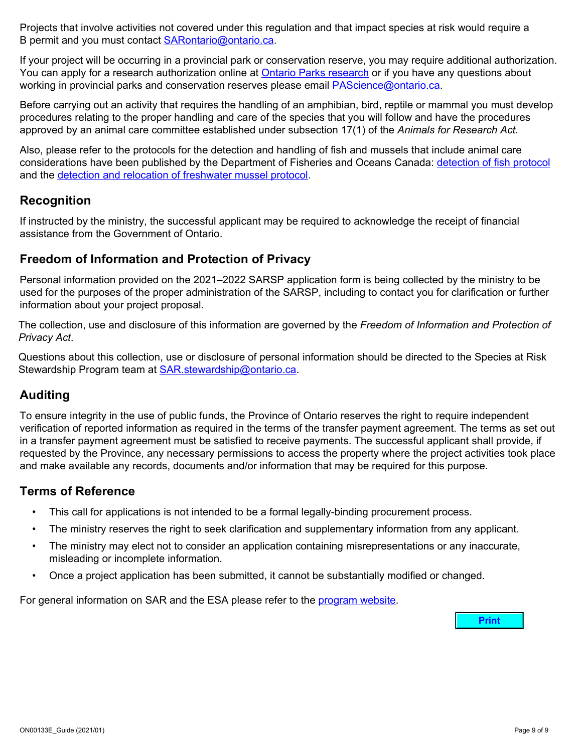Projects that involve activities not covered under this regulation and that impact species at risk would require a B permit and you must contact SARontario@ontario.ca.

If your project will be occurring in a provincial park or conservation reserve, you may require additional authorization. You can apply for a research authorization online at Ontario Parks research or if you have any questions about working in provincial parks and conservation reserves please email PAScience@ontario.ca.

Before carrying out an activity that requires the handling of an amphibian, bird, reptile or mammal you must develop procedures relating to the proper handling and care of the species that you will follow and have the procedures approved by an animal care committee established under subsection 17(1) of the *Animals for Research Act*.

Also, please refer to the protocols for the detection and handling of fish and mussels that include animal care considerations have been published by the Department of Fisheries and Oceans Canada: detection of fish protocol and the detection and relocation of freshwater mussel protocol.

## Recognition

If instructed by the ministry, the successful applicant may be required to acknowledge the receipt of financial assistance from the Government of Ontario.

## Freedom of Information and Protection of Privacy

Personal information provided on the 2021–2022 SARSP application form is being collected by the ministry to be used for the purposes of the proper administration of the SARSP, including to contact you for clarification or further information about your project proposal.

The collection, use and disclosure of this information are governed by the *Freedom of Information and Protection of Privacy Act*.

Questions about this collection, use or disclosure of personal information should be directed to the Species at Risk Stewardship Program team at SAR.stewardship@ontario.ca.

## Auditing

To ensure integrity in the use of public funds, the Province of Ontario reserves the right to require independent verification of reported information as required in the terms of the transfer payment agreement. The terms as set out in a transfer payment agreement must be satisfied to receive payments. The successful applicant shall provide, if requested by the Province, any necessary permissions to access the property where the project activities took place and make available any records, documents and/or information that may be required for this purpose.

## Terms of Reference

- This call for applications is not intended to be a formal legally-binding procurement process.
- The ministry reserves the right to seek clarification and supplementary information from any applicant.
- The ministry may elect not to consider an application containing misrepresentations or any inaccurate, misleading or incomplete information.
- Once a project application has been submitted, it cannot be substantially modified or changed.

For general information on SAR and the ESA please refer to the program website.

Print

ON00133E_Guide (2021/01)